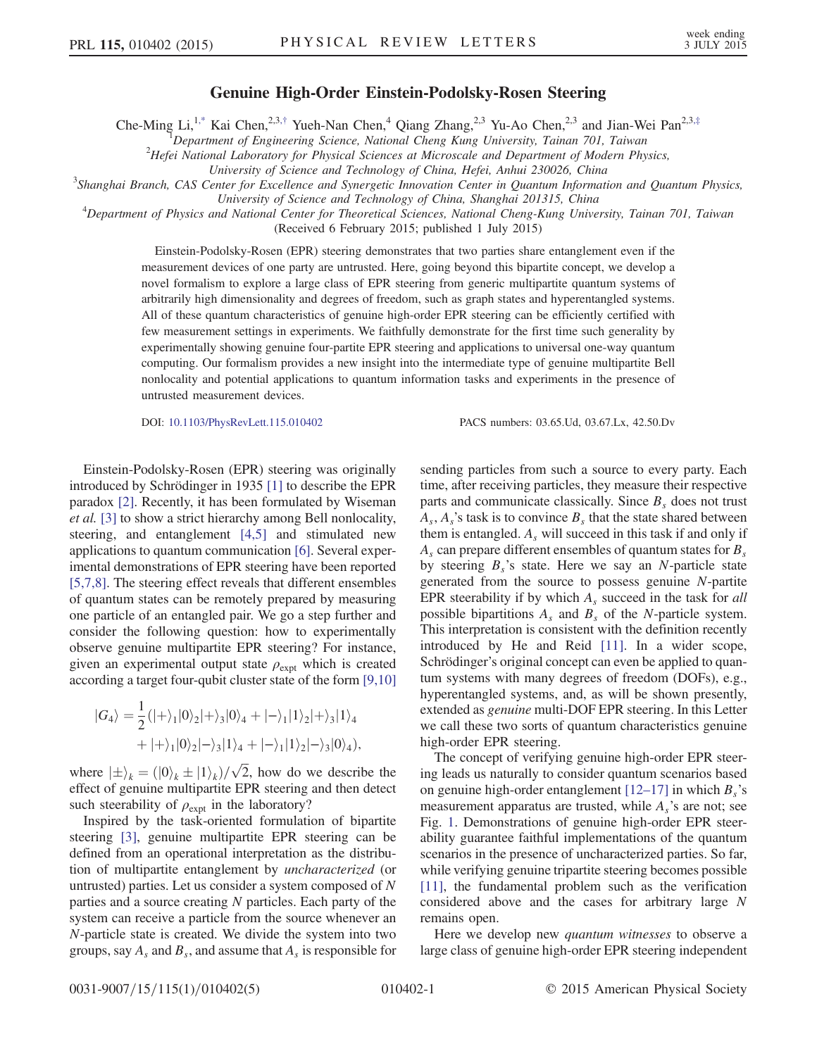# Genuine High-Order Einstein-Podolsky-Rosen Steering

Che-Ming Li,[1,*] Kai Chen,[2,3,†] Yueh-Nan Chen,[4] Qiang Zhang,[2,3] Yu-Ao Chen,[2,3] and Jian-Wei Pan[2,3,‡]

[1]Department of Engineering Science, National Cheng Kung University, Tainan 701, Taiwan
[2]Hefei National Laboratory for Physical Sciences at Microscale and Department of Modern Physics, University of Science and Technology of China, Hefei, Anhui 230026, China
[3]Shanghai Branch, CAS Center for Excellence and Synergetic Innovation Center in Quantum Information and Quantum Physics, University of Science and Technology of China, Shanghai 201315, China
[4]Department of Physics and National Center for Theoretical Sciences, National Cheng-Kung University, Tainan 701, Taiwan

(Received 6 February 2015; published 1 July 2015)

Einstein-Podolsky-Rosen (EPR) steering demonstrates that two parties share entanglement even if the measurement devices of one party are untrusted. Here, going beyond this bipartite concept, we develop a novel formalism to explore a large class of EPR steering from generic multipartite quantum systems of arbitrarily high dimensionality and degrees of freedom, such as graph states and hyperentangled systems. All of these quantum characteristics of genuine high-order EPR steering can be efficiently certified with few measurement settings in experiments. We faithfully demonstrate for the first time such generality by experimentally showing genuine four-partite EPR steering and applications to universal one-way quantum computing. Our formalism provides a new insight into the intermediate type of genuine multipartite Bell nonlocality and potential applications to quantum information tasks and experiments in the presence of untrusted measurement devices.

DOI: 10.1103/PhysRevLett.115.010402 PACS numbers: 03.65.Ud, 03.67.Lx, 42.50.Dv

Einstein-Podolsky-Rosen (EPR) steering was originally introduced by Schrödinger in 1935 [1] to describe the EPR paradox [2]. Recently, it has been formulated by Wiseman *et al.* [3] to show a strict hierarchy among Bell nonlocality, steering, and entanglement [4,5] and stimulated new applications to quantum communication [6]. Several experimental demonstrations of EPR steering have been reported [5,7,8]. The steering effect reveals that different ensembles of quantum states can be remotely prepared by measuring one particle of an entangled pair. We go a step further and consider the following question: how to experimentally observe genuine multipartite EPR steering? For instance, given an experimental output state $\rho_{\text{expt}}$ which is created according a target four-qubit cluster state of the form [9,10]

$$|G_4\rangle = \frac{1}{2}(|+\rangle_1|0\rangle_2|+\rangle_3|0\rangle_4 + |-\rangle_1|1\rangle_2|+\rangle_3|1\rangle_4 + |+\rangle_1|0\rangle_2|-\rangle_3|1\rangle_4 + |-\rangle_1|1\rangle_2|-\rangle_3|0\rangle_4),$$

where $|\pm\rangle_k = (|0\rangle_k \pm |1\rangle_k)/\sqrt{2}$, how do we describe the effect of genuine multipartite EPR steering and then detect such steerability of $\rho_{\text{expt}}$ in the laboratory?

Inspired by the task-oriented formulation of bipartite steering [3], genuine multipartite EPR steering can be defined from an operational interpretation as the distribution of multipartite entanglement by *uncharacterized* (or untrusted) parties. Let us consider a system composed of $N$ parties and a source creating $N$ particles. Each party of the system can receive a particle from the source whenever an $N$-particle state is created. We divide the system into two groups, say $A_s$ and $B_s$, and assume that $A_s$ is responsible for sending particles from such a source to every party. Each time, after receiving particles, they measure their respective parts and communicate classically. Since $B_s$ does not trust $A_s$, $A_s$'s task is to convince $B_s$ that the state shared between them is entangled. $A_s$ will succeed in this task if and only if $A_s$ can prepare different ensembles of quantum states for $B_s$ by steering $B_s$'s state. Here we say an $N$-particle state generated from the source to possess genuine $N$-partite EPR steerability if by which $A_s$ succeed in the task for *all* possible bipartitions $A_s$ and $B_s$ of the $N$-particle system. This interpretation is consistent with the definition recently introduced by He and Reid [11]. In a wider scope, Schrödinger's original concept can even be applied to quantum systems with many degrees of freedom (DOFs), e.g., hyperentangled systems, and, as will be shown presently, extended as *genuine* multi-DOF EPR steering. In this Letter we call these two sorts of quantum characteristics genuine high-order EPR steering.

The concept of verifying genuine high-order EPR steering leads us naturally to consider quantum scenarios based on genuine high-order entanglement [12–17] in which $B_s$'s measurement apparatus are trusted, while $A_s$'s are not; see Fig. 1. Demonstrations of genuine high-order EPR steerability guarantee faithful implementations of the quantum scenarios in the presence of uncharacterized parties. So far, while verifying genuine tripartite steering becomes possible [11], the fundamental problem such as the verification considered above and the cases for arbitrary large $N$ remains open.

Here we develop new *quantum witnesses* to observe a large class of genuine high-order EPR steering independent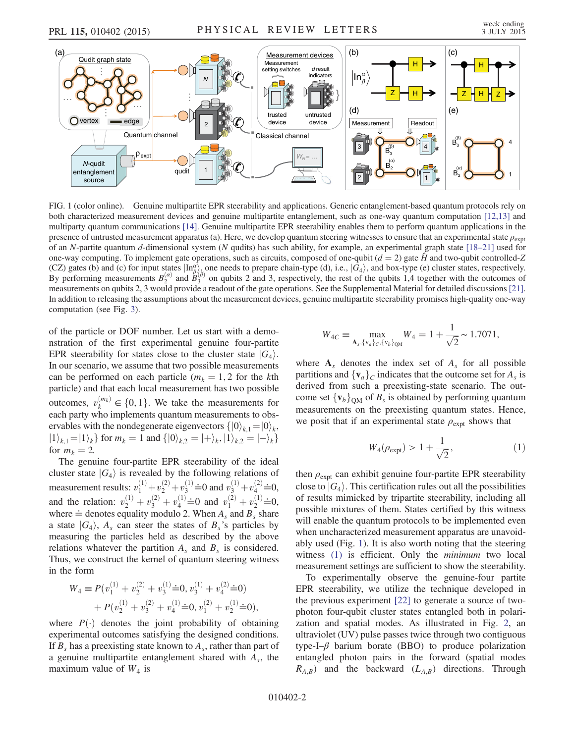FIG. 1 (color online). Genuine multipartite EPR steerability and applications. Generic entanglement-based quantum protocols rely on both characterized measurement devices and genuine multipartite entanglement, such as one-way quantum computation [12,13] and multiparty quantum communications [14]. Genuine multipartite EPR steerability enables them to perform quantum applications in the presence of untrusted measurement apparatus (a). Here, we develop quantum steering witnesses to ensure that an experimental state $\rho_{\mathrm{expt}}$ of an $N$-partite quantum $d$-dimensional system ($N$ qudits) has such ability, for example, an experimental graph state [18–21] used for one-way computing. To implement gate operations, such as circuits, composed of one-qubit ($d=2$) gate $\hat{H}$ and two-qubit controlled-$Z$ (CZ) gates (b) and (c) for input states $|\mathrm{In}_{\beta}^{\alpha}\rangle$, one needs to prepare chain-type (d), i.e., $|G_4\rangle$, and box-type (e) cluster states, respectively. By performing measurements $B_2^{(\alpha)}$ and $B_3^{(\beta)}$ on qubits 2 and 3, respectively, the rest of the qubits 1,4 together with the outcomes of measurements on qubits 2, 3 would provide a readout of the gate operations. See the Supplemental Material for detailed discussions [21]. In addition to releasing the assumptions about the measurement devices, genuine multipartite steerability promises high-quality one-way computation (see Fig. 3).

of the particle or DOF number. Let us start with a demonstration of the first experimental genuine four-partite EPR steerability for states close to the cluster state $|G_4\rangle$. In our scenario, we assume that two possible measurements can be performed on each particle ($m_k = 1, 2$ for the $k$th particle) and that each local measurement has two possible outcomes, $v_k^{(m_k)} \in \{0, 1\}$. We take the measurements for each party who implements quantum measurements to observables with the nondegenerate eigenvectors $\{|0\rangle_{k,1} = |0\rangle_k, |1\rangle_{k,1} = |1\rangle_k\}$ for $m_k = 1$ and $\{|0\rangle_{k,2} = |+\rangle_k, |1\rangle_{k,2} = |-\rangle_k\}$ for $m_k = 2$.

The genuine four-partite EPR steerability of the ideal cluster state $|G_4\rangle$ is revealed by the following relations of measurement results: $v_1^{(1)} + v_2^{(2)} + v_3^{(1)} \doteq 0$ and $v_3^{(1)} + v_4^{(2)} \doteq 0$, and the relation: $v_2^{(1)} + v_3^{(2)} + v_4^{(1)} \doteq 0$ and $v_1^{(2)} + v_2^{(1)} \doteq 0$, where $\doteq$ denotes equality modulo 2. When $A_s$ and $B_s$ share a state $|G_4\rangle$, $A_s$ can steer the states of $B_s$'s particles by measuring the particles held as described by the above relations whatever the partition $A_s$ and $B_s$ is considered. Thus, we construct the kernel of quantum steering witness in the form

$$W_4 \equiv P(v_1^{(1)} + v_2^{(2)} + v_3^{(1)} \doteq 0, v_3^{(1)} + v_4^{(2)} \doteq 0) + P(v_2^{(1)} + v_3^{(2)} + v_4^{(1)} \doteq 0, v_1^{(2)} + v_2^{(1)} \doteq 0),$$

where $P(\cdot)$ denotes the joint probability of obtaining experimental outcomes satisfying the designed conditions. If $B_s$ has a preexisting state known to $A_s$, rather than part of a genuine multipartite entanglement shared with $A_s$, the maximum value of $W_4$ is

$$W_{4C} \equiv \max_{\mathbf{A}_s, \{\mathbf{v}_a\}_C, \{\mathbf{v}_b\}_{\mathrm{QM}}} W_4 = 1 + \frac{1}{\sqrt{2}} \sim 1.7071,$$

where $\mathbf{A}_s$ denotes the index set of $A_s$ for all possible partitions and $\{\mathbf{v}_a\}_C$ indicates that the outcome set for $A_s$ is derived from such a preexisting-state scenario. The outcome set $\{\mathbf{v}_b\}_{\mathrm{QM}}$ of $B_s$ is obtained by performing quantum measurements on the preexisting quantum states. Hence, we posit that if an experimental state $\rho_{\mathrm{expt}}$ shows that

$$W_4(\rho_{\mathrm{expt}}) > 1 + \frac{1}{\sqrt{2}}, \tag{1}$$

then $\rho_{\mathrm{expt}}$ can exhibit genuine four-partite EPR steerability close to $|G_4\rangle$. This certification rules out all the possibilities of results mimicked by tripartite steerability, including all possible mixtures of them. States certified by this witness will enable the quantum protocols to be implemented even when uncharacterized measurement apparatus are unavoidably used (Fig. 1). It is also worth noting that the steering witness (1) is efficient. Only the *minimum* two local measurement settings are sufficient to show the steerability.

To experimentally observe the genuine-four partite EPR steerability, we utilize the technique developed in the previous experiment [22] to generate a source of two-photon four-qubit cluster states entangled both in polarization and spatial modes. As illustrated in Fig. 2, an ultraviolet (UV) pulse passes twice through two contiguous type-I–$\beta$ barium borate (BBO) to produce polarization entangled photon pairs in the forward (spatial modes $R_{A,B}$) and the backward ($L_{A,B}$) directions. Through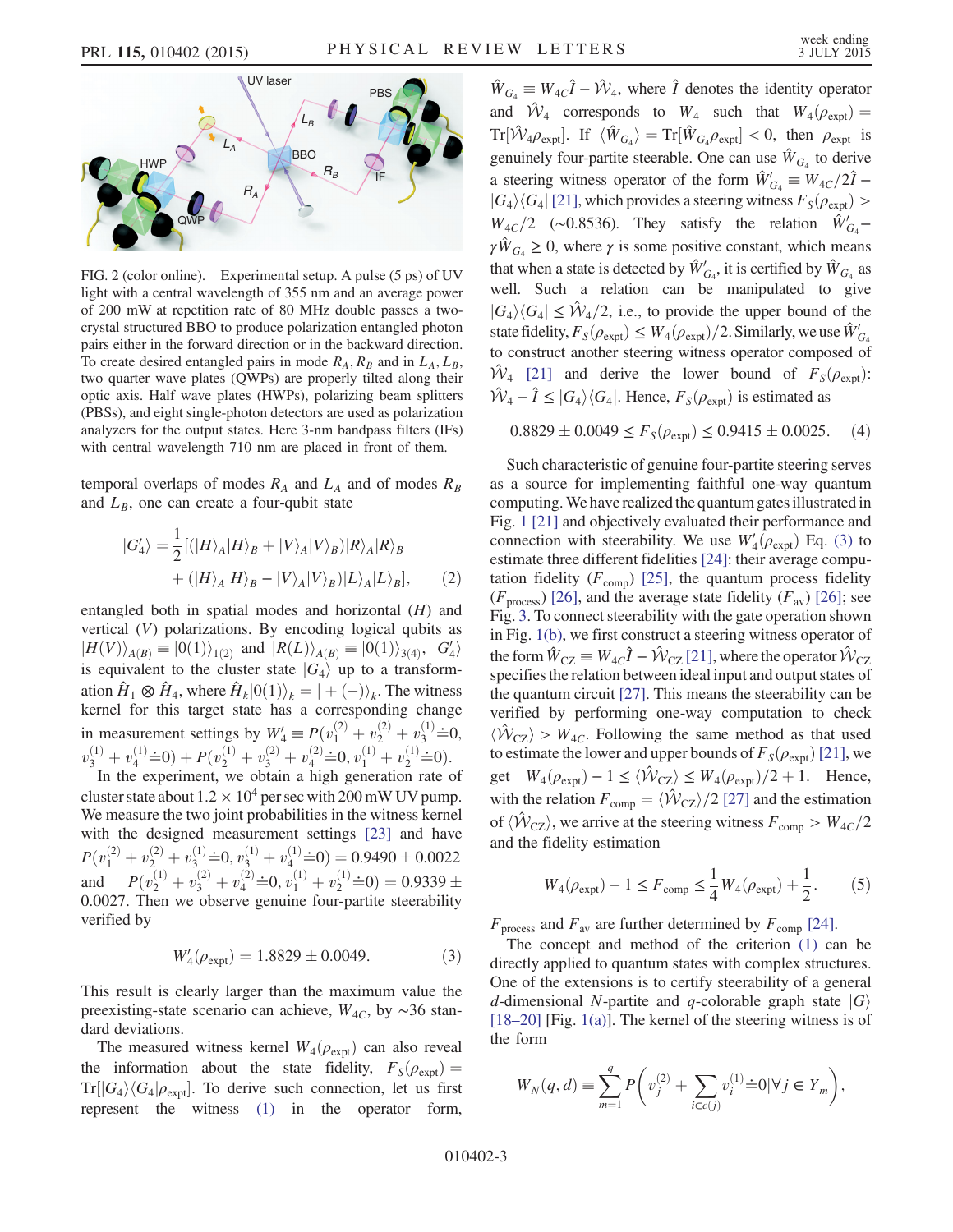FIG. 2 (color online). Experimental setup. A pulse (5 ps) of UV light with a central wavelength of 355 nm and an average power of 200 mW at repetition rate of 80 MHz double passes a two-crystal structured BBO to produce polarization entangled photon pairs either in the forward direction or in the backward direction. To create desired entangled pairs in mode $R_A$, $R_B$ and in $L_A$, $L_B$, two quarter wave plates (QWPs) are properly tilted along their optic axis. Half wave plates (HWPs), polarizing beam splitters (PBSs), and eight single-photon detectors are used as polarization analyzers for the output states. Here 3-nm bandpass filters (IFs) with central wavelength 710 nm are placed in front of them.

temporal overlaps of modes $R_A$ and $L_A$ and of modes $R_B$ and $L_B$, one can create a four-qubit state

$$|G_4'\rangle = \frac{1}{2}[(|H\rangle_A|H\rangle_B + |V\rangle_A|V\rangle_B)|R\rangle_A|R\rangle_B + (|H\rangle_A|H\rangle_B - |V\rangle_A|V\rangle_B)|L\rangle_A|L\rangle_B], \quad (2)$$

entangled both in spatial modes and horizontal ($H$) and vertical ($V$) polarizations. By encoding logical qubits as $|H(V)\rangle_{A(B)} \equiv |0(1)\rangle_{1(2)}$ and $|R(L)\rangle_{A(B)} \equiv |0(1)\rangle_{3(4)}$, $|G_4'\rangle$ is equivalent to the cluster state $|G_4\rangle$ up to a transformation $\hat{H}_1 \otimes \hat{H}_4$, where $\hat{H}_k|0(1)\rangle_k = |+(-)\rangle_k$. The witness kernel for this target state has a corresponding change in measurement settings by $W_4' \equiv P(v_1^{(2)} + v_2^{(2)} + v_3^{(1)} \doteq 0, v_3^{(1)} + v_4^{(1)} \doteq 0) + P(v_2^{(1)} + v_3^{(2)} + v_4^{(2)} \doteq 0, v_1^{(1)} + v_2^{(1)} \doteq 0)$.

In the experiment, we obtain a high generation rate of cluster state about $1.2 \times 10^4$ per sec with 200 mW UV pump. We measure the two joint probabilities in the witness kernel with the designed measurement settings [23] and have $P(v_1^{(2)} + v_2^{(2)} + v_3^{(1)} \doteq 0, v_3^{(1)} + v_4^{(1)} \doteq 0) = 0.9490 \pm 0.0022$ and $P(v_2^{(1)} + v_3^{(2)} + v_4^{(2)} \doteq 0, v_1^{(1)} + v_2^{(1)} \doteq 0) = 0.9339 \pm 0.0027$. Then we observe genuine four-partite steerability verified by

$$W_4'(\rho_{\text{expt}}) = 1.8829 \pm 0.0049. \quad (3)$$

This result is clearly larger than the maximum value the preexisting-state scenario can achieve, $W_{4C}$, by ~36 standard deviations.

The measured witness kernel $W_4(\rho_{\text{expt}})$ can also reveal the information about the state fidelity, $F_S(\rho_{\text{expt}}) = \text{Tr}[|G_4\rangle\langle G_4|\rho_{\text{expt}}]$. To derive such connection, let us first represent the witness (1) in the operator form, $\hat{W}_{G_4} \equiv W_{4C}\hat{I} - \hat{\mathcal{W}}_4$, where $\hat{I}$ denotes the identity operator and $\hat{\mathcal{W}}_4$ corresponds to $W_4$ such that $W_4(\rho_{\text{expt}}) = \text{Tr}[\hat{\mathcal{W}}_4\rho_{\text{expt}}]$. If $\langle\hat{W}_{G_4}\rangle = \text{Tr}[\hat{W}_{G_4}\rho_{\text{expt}}] < 0$, then $\rho_{\text{expt}}$ is genuinely four-partite steerable. One can use $\hat{W}_{G_4}$ to derive a steering witness operator of the form $\hat{W}_{G_4}' \equiv W_{4C}/2\hat{I} - |G_4\rangle\langle G_4|$ [21], which provides a steering witness $F_S(\rho_{\text{expt}}) > W_{4C}/2$ (~0.8536). They satisfy the relation $\hat{W}_{G_4}' - \gamma\hat{W}_{G_4} \geq 0$, where $\gamma$ is some positive constant, which means that when a state is detected by $\hat{W}_{G_4}'$, it is certified by $\hat{W}_{G_4}$ as well. Such a relation can be manipulated to give $|G_4\rangle\langle G_4| \leq \hat{\mathcal{W}}_4/2$, i.e., to provide the upper bound of the state fidelity, $F_S(\rho_{\text{expt}}) \leq W_4(\rho_{\text{expt}})/2$. Similarly, we use $\hat{W}_{G_4}'$ to construct another steering witness operator composed of $\hat{\mathcal{W}}_4$ [21] and derive the lower bound of $F_S(\rho_{\text{expt}})$: $\hat{\mathcal{W}}_4 - \hat{I} \leq |G_4\rangle\langle G_4|$. Hence, $F_S(\rho_{\text{expt}})$ is estimated as

$$0.8829 \pm 0.0049 \leq F_S(\rho_{\text{expt}}) \leq 0.9415 \pm 0.0025. \quad (4)$$

Such characteristic of genuine four-partite steering serves as a source for implementing faithful one-way quantum computing. We have realized the quantum gates illustrated in Fig. 1 [21] and objectively evaluated their performance and connection with steerability. We use $W_4'(\rho_{\text{expt}})$ Eq. (3) to estimate three different fidelities [24]: their average computation fidelity ($F_{\text{comp}}$) [25], the quantum process fidelity ($F_{\text{process}}$) [26], and the average state fidelity ($F_{\text{av}}$) [26]; see Fig. 3. To connect steerability with the gate operation shown in Fig. 1(b), we first construct a steering witness operator of the form $\hat{W}_{\text{CZ}} \equiv W_{4C}\hat{I} - \hat{\mathcal{W}}_{\text{CZ}}$ [21], where the operator $\hat{\mathcal{W}}_{\text{CZ}}$ specifies the relation between ideal input and output states of the quantum circuit [27]. This means the steerability can be verified by performing one-way computation to check $\langle\hat{\mathcal{W}}_{\text{CZ}}\rangle > W_{4C}$. Following the same method as that used to estimate the lower and upper bounds of $F_S(\rho_{\text{expt}})$ [21], we get $W_4(\rho_{\text{expt}}) - 1 \leq \langle\hat{\mathcal{W}}_{\text{CZ}}\rangle \leq W_4(\rho_{\text{expt}})/2 + 1$. Hence, with the relation $F_{\text{comp}} = \langle\hat{\mathcal{W}}_{\text{CZ}}\rangle/2$ [27] and the estimation of $\langle\hat{\mathcal{W}}_{\text{CZ}}\rangle$, we arrive at the steering witness $F_{\text{comp}} > W_{4C}/2$ and the fidelity estimation

$$W_4(\rho_{\text{expt}}) - 1 \leq F_{\text{comp}} \leq \frac{1}{4}W_4(\rho_{\text{expt}}) + \frac{1}{2}. \quad (5)$$

$F_{\text{process}}$ and $F_{\text{av}}$ are further determined by $F_{\text{comp}}$ [24].

The concept and method of the criterion (1) can be directly applied to quantum states with complex structures. One of the extensions is to certify steerability of a general $d$-dimensional $N$-partite and $q$-colorable graph state $|G\rangle$ [18–20] [Fig. 1(a)]. The kernel of the steering witness is of the form

$$W_N(q,d) \equiv \sum_{m=1}^{q} P\left(v_j^{(2)} + \sum_{i\in c(j)} v_i^{(1)} \doteq 0 | \forall j \in Y_m\right),$$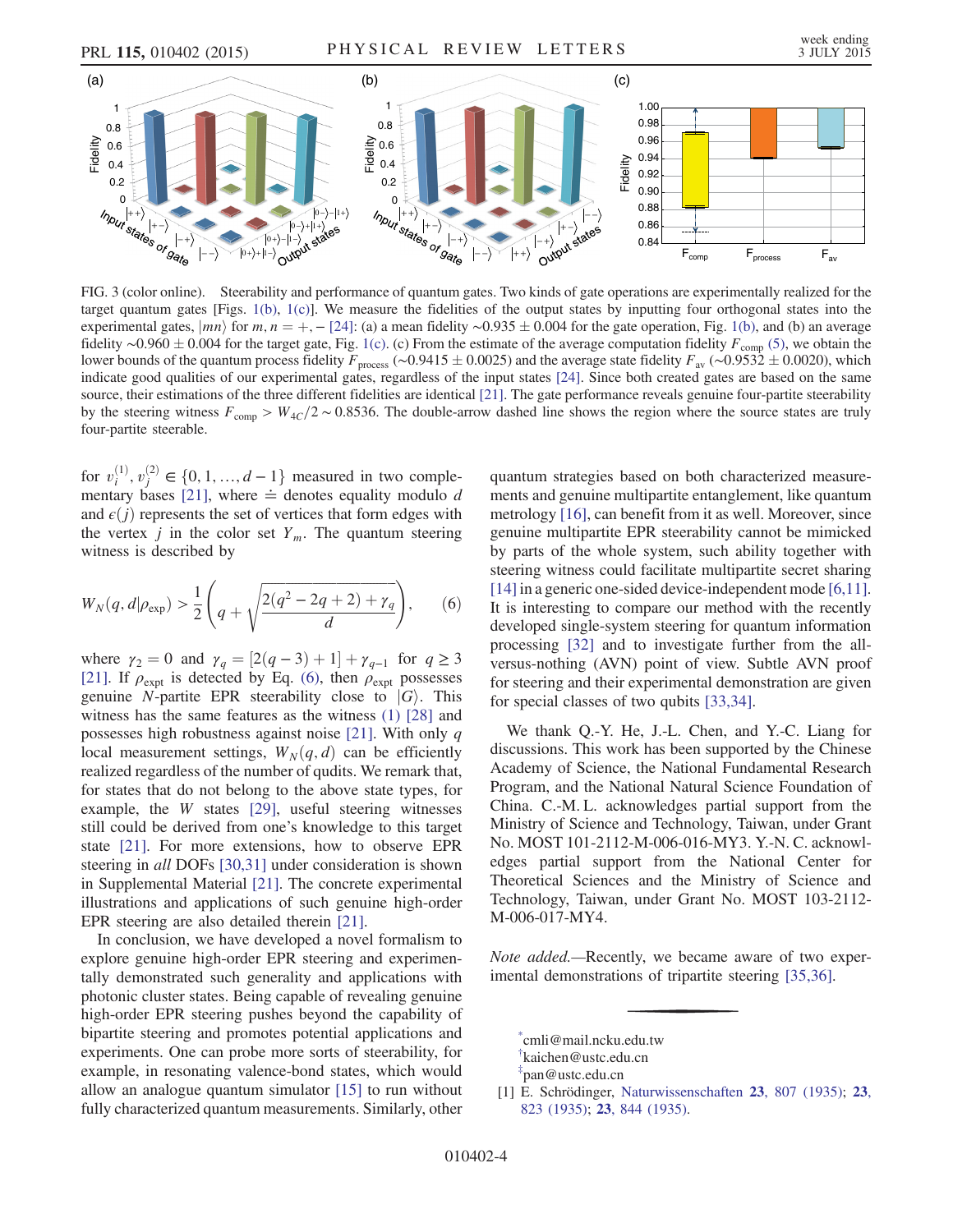FIG. 3 (color online). Steerability and performance of quantum gates. Two kinds of gate operations are experimentally realized for the target quantum gates [Figs. 1(b), 1(c)]. We measure the fidelities of the output states by inputting four orthogonal states into the experimental gates, $|mn\rangle$ for $m, n = +, -$ [24]: (a) a mean fidelity $\sim 0.935 \pm 0.004$ for the gate operation, Fig. 1(b), and (b) an average fidelity $\sim 0.960 \pm 0.004$ for the target gate, Fig. 1(c). (c) From the estimate of the average computation fidelity $F_{\text{comp}}$ (5), we obtain the lower bounds of the quantum process fidelity $F_{\text{process}}$ ($\sim 0.9415 \pm 0.0025$) and the average state fidelity $F_{\text{av}}$ ($\sim 0.9532 \pm 0.0020$), which indicate good qualities of our experimental gates, regardless of the input states [24]. Since both created gates are based on the same source, their estimations of the three different fidelities are identical [21]. The gate performance reveals genuine four-partite steerability by the steering witness $F_{\text{comp}} > W_{4C}/2 \sim 0.8536$. The double-arrow dashed line shows the region where the source states are truly four-partite steerable.

for $v_i^{(1)}, v_j^{(2)} \in \{0, 1, \ldots, d-1\}$ measured in two complementary bases [21], where $\doteq$ denotes equality modulo $d$ and $\epsilon(j)$ represents the set of vertices that form edges with the vertex $j$ in the color set $Y_m$. The quantum steering witness is described by

$$W_N(q, d|\rho_{\text{expt}}) > \frac{1}{2}\left(q + \sqrt{\frac{2(q^2 - 2q + 2) + \gamma_q}{d}}\right), \tag{6}$$

where $\gamma_2 = 0$ and $\gamma_q = [2(q-3) + 1] + \gamma_{q-1}$ for $q \geq 3$ [21]. If $\rho_{\text{expt}}$ is detected by Eq. (6), then $\rho_{\text{expt}}$ possesses genuine $N$-partite EPR steerability close to $|G\rangle$. This witness has the same features as the witness (1) [28] and possesses high robustness against noise [21]. With only $q$ local measurement settings, $W_N(q, d)$ can be efficiently realized regardless of the number of qudits. We remark that, for states that do not belong to the above state types, for example, the $W$ states [29], useful steering witnesses still could be derived from one's knowledge to this target state [21]. For more extensions, how to observe EPR steering in *all* DOFs [30,31] under consideration is shown in Supplemental Material [21]. The concrete experimental illustrations and applications of such genuine high-order EPR steering are also detailed therein [21].

In conclusion, we have developed a novel formalism to explore genuine high-order EPR steering and experimentally demonstrated such generality and applications with photonic cluster states. Being capable of revealing genuine high-order EPR steering pushes beyond the capability of bipartite steering and promotes potential applications and experiments. One can probe more sorts of steerability, for example, in resonating valence-bond states, which would allow an analogue quantum simulator [15] to run without fully characterized quantum measurements. Similarly, other quantum strategies based on both characterized measurements and genuine multipartite entanglement, like quantum metrology [16], can benefit from it as well. Moreover, since genuine multipartite EPR steerability cannot be mimicked by parts of the whole system, such ability together with steering witness could facilitate multipartite secret sharing [14] in a generic one-sided device-independent mode [6,11]. It is interesting to compare our method with the recently developed single-system steering for quantum information processing [32] and to investigate further from the all-versus-nothing (AVN) point of view. Subtle AVN proof for steering and their experimental demonstration are given for special classes of two qubits [33,34].

We thank Q.-Y. He, J.-L. Chen, and Y.-C. Liang for discussions. This work has been supported by the Chinese Academy of Science, the National Fundamental Research Program, and the National Natural Science Foundation of China. C.-M. L. acknowledges partial support from the Ministry of Science and Technology, Taiwan, under Grant No. MOST 101-2112-M-006-016-MY3. Y.-N. C. acknowledges partial support from the National Center for Theoretical Sciences and the Ministry of Science and Technology, Taiwan, under Grant No. MOST 103-2112-M-006-017-MY4.

*Note added.*—Recently, we became aware of two experimental demonstrations of tripartite steering [35,36].

---

*cmli@mail.ncku.edu.tw
†kaichen@ustc.edu.cn
‡pan@ustc.edu.cn

[1] E. Schrödinger, Naturwissenschaften **23**, 807 (1935); **23**, 823 (1935); **23**, 844 (1935).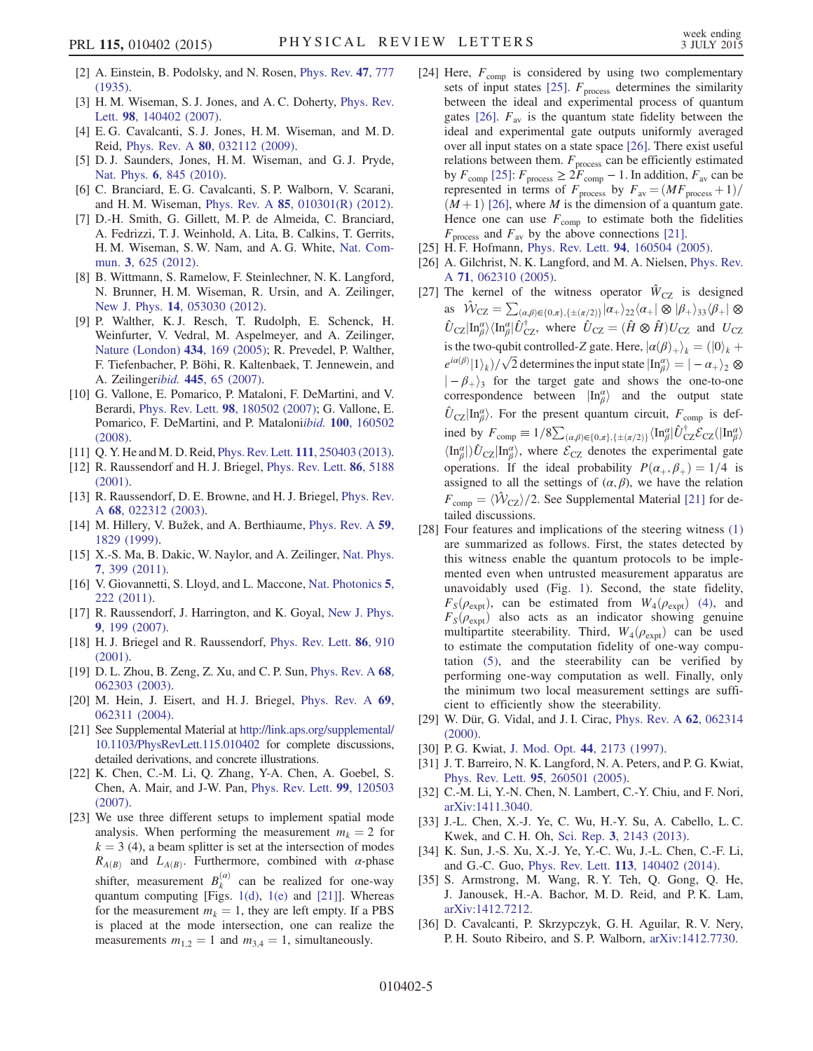[2] A. Einstein, B. Podolsky, and N. Rosen, Phys. Rev. **47**, 777 (1935).

[3] H. M. Wiseman, S. J. Jones, and A. C. Doherty, Phys. Rev. Lett. **98**, 140402 (2007).

[4] E. G. Cavalcanti, S. J. Jones, H. M. Wiseman, and M. D. Reid, Phys. Rev. A **80**, 032112 (2009).

[5] D. J. Saunders, Jones, H. M. Wiseman, and G. J. Pryde, Nat. Phys. **6**, 845 (2010).

[6] C. Branciard, E. G. Cavalcanti, S. P. Walborn, V. Scarani, and H. M. Wiseman, Phys. Rev. A **85**, 010301(R) (2012).

[7] D.-H. Smith, G. Gillett, M. P. de Almeida, C. Branciard, A. Fedrizzi, T. J. Weinhold, A. Lita, B. Calkins, T. Gerrits, H. M. Wiseman, S. W. Nam, and A. G. White, Nat. Commun. **3**, 625 (2012).

[8] B. Wittmann, S. Ramelow, F. Steinlechner, N. K. Langford, N. Brunner, H. M. Wiseman, R. Ursin, and A. Zeilinger, New J. Phys. **14**, 053030 (2012).

[9] P. Walther, K. J. Resch, T. Rudolph, E. Schenck, H. Weinfurter, V. Vedral, M. Aspelmeyer, and A. Zeilinger, Nature (London) **434**, 169 (2005); R. Prevedel, P. Walther, F. Tiefenbacher, P. Böhi, R. Kaltenbaek, T. Jennewein, and A. Zeilinger*ibid.* **445**, 65 (2007).

[10] G. Vallone, E. Pomarico, P. Mataloni, F. DeMartini, and V. Berardi, Phys. Rev. Lett. **98**, 180502 (2007); G. Vallone, E. Pomarico, F. DeMartini, and P. Mataloni*ibid.* **100**, 160502 (2008).

[11] Q. Y. He and M. D. Reid, Phys. Rev. Lett. **111**, 250403 (2013).

[12] R. Raussendorf and H. J. Briegel, Phys. Rev. Lett. **86**, 5188 (2001).

[13] R. Raussendorf, D. E. Browne, and H. J. Briegel, Phys. Rev. A **68**, 022312 (2003).

[14] M. Hillery, V. Bužek, and A. Berthiaume, Phys. Rev. A **59**, 1829 (1999).

[15] X.-S. Ma, B. Dakic, W. Naylor, and A. Zeilinger, Nat. Phys. **7**, 399 (2011).

[16] V. Giovannetti, S. Lloyd, and L. Maccone, Nat. Photonics **5**, 222 (2011).

[17] R. Raussendorf, J. Harrington, and K. Goyal, New J. Phys. **9**, 199 (2007).

[18] H. J. Briegel and R. Raussendorf, Phys. Rev. Lett. **86**, 910 (2001).

[19] D. L. Zhou, B. Zeng, Z. Xu, and C. P. Sun, Phys. Rev. A **68**, 062303 (2003).

[20] M. Hein, J. Eisert, and H. J. Briegel, Phys. Rev. A **69**, 062311 (2004).

[21] See Supplemental Material at http://link.aps.org/supplemental/10.1103/PhysRevLett.115.010402 for complete discussions, detailed derivations, and concrete illustrations.

[22] K. Chen, C.-M. Li, Q. Zhang, Y-A. Chen, A. Goebel, S. Chen, A. Mair, and J-W. Pan, Phys. Rev. Lett. **99**, 120503 (2007).

[23] We use three different setups to implement spatial mode analysis. When performing the measurement $m_k = 2$ for $k = 3$ (4), a beam splitter is set at the intersection of modes $R_{A(B)}$ and $L_{A(B)}$. Furthermore, combined with $\alpha$-phase shifter, measurement $B_k^{(\alpha)}$ can be realized for one-way quantum computing [Figs. 1(d), 1(e) and [21]]. Whereas for the measurement $m_k = 1$, they are left empty. If a PBS is placed at the mode intersection, one can realize the measurements $m_{1,2} = 1$ and $m_{3,4} = 1$, simultaneously.

[24] Here, $F_{\mathrm{comp}}$ is considered by using two complementary sets of input states [25]. $F_{\mathrm{process}}$ determines the similarity between the ideal and experimental process of quantum gates [26]. $F_{\mathrm{av}}$ is the quantum state fidelity between the ideal and experimental gate outputs uniformly averaged over all input states on a state space [26]. There exist useful relations between them. $F_{\mathrm{process}}$ can be efficiently estimated by $F_{\mathrm{comp}}$ [25]: $F_{\mathrm{process}} \geq 2F_{\mathrm{comp}} - 1$. In addition, $F_{\mathrm{av}}$ can be represented in terms of $F_{\mathrm{process}}$ by $F_{\mathrm{av}} = (MF_{\mathrm{process}} + 1)/(M+1)$ [26], where $M$ is the dimension of a quantum gate. Hence one can use $F_{\mathrm{comp}}$ to estimate both the fidelities $F_{\mathrm{process}}$ and $F_{\mathrm{av}}$ by the above connections [21].

[25] H. F. Hofmann, Phys. Rev. Lett. **94**, 160504 (2005).

[26] A. Gilchrist, N. K. Langford, and M. A. Nielsen, Phys. Rev. A **71**, 062310 (2005).

[27] The kernel of the witness operator $\hat{W}_{\mathrm{CZ}}$ is designed as $\hat{\mathcal{W}}_{\mathrm{CZ}} = \sum_{(\alpha,\beta)\in\{0,\pi\},\{\pm(\pi/2)\}} |\alpha_+\rangle_{22}\langle\alpha_+| \otimes |\beta_+\rangle_{33}\langle\beta_+| \otimes \hat{U}_{\mathrm{CZ}}|\mathrm{In}_\beta^\alpha\rangle\langle\mathrm{In}_\beta^\alpha|\hat{U}_{\mathrm{CZ}}^\dagger$, where $\hat{U}_{\mathrm{CZ}} = (\hat{H}\otimes\hat{H})U_{\mathrm{CZ}}$ and $U_{\mathrm{CZ}}$ is the two-qubit controlled-$Z$ gate. Here, $|\alpha(\beta)_+\rangle_k = (|0\rangle_k + e^{i\alpha(\beta)}|1\rangle_k)/\sqrt{2}$ determines the input state $|\mathrm{In}_\beta^\alpha\rangle = |-\alpha_+\rangle_2 \otimes |-\beta_+\rangle_3$ for the target gate and shows the one-to-one correspondence between $|\mathrm{In}_\beta^\alpha\rangle$ and the output state $\hat{U}_{\mathrm{CZ}}|\mathrm{In}_\beta^\alpha\rangle$. For the present quantum circuit, $F_{\mathrm{comp}}$ is defined by $F_{\mathrm{comp}} \equiv 1/8\sum_{(\alpha,\beta)\in\{0,\pi\},\{\pm(\pi/2)\}} \langle\mathrm{In}_\beta^\alpha|\hat{U}_{\mathrm{CZ}}^\dagger\mathcal{E}_{\mathrm{CZ}}(|\mathrm{In}_\beta^\alpha\rangle\langle\mathrm{In}_\beta^\alpha|)\hat{U}_{\mathrm{CZ}}|\mathrm{In}_\beta^\alpha\rangle$, where $\mathcal{E}_{\mathrm{CZ}}$ denotes the experimental gate operations. If the ideal probability $P(\alpha_+,\beta_+) = 1/4$ is assigned to all the settings of $(\alpha,\beta)$, we have the relation $F_{\mathrm{comp}} = \langle\hat{\mathcal{W}}_{\mathrm{CZ}}\rangle/2$. See Supplemental Material [21] for detailed discussions.

[28] Four features and implications of the steering witness (1) are summarized as follows. First, the states detected by this witness enable the quantum protocols to be implemented even when untrusted measurement apparatus are unavoidably used (Fig. 1). Second, the state fidelity, $F_S(\rho_{\mathrm{expt}})$, can be estimated from $W_4(\rho_{\mathrm{expt}})$ (4), and $F_S(\rho_{\mathrm{expt}})$ also acts as an indicator showing genuine multipartite steerability. Third, $W_4(\rho_{\mathrm{expt}})$ can be used to estimate the computation fidelity of one-way computation (5), and the steerability can be verified by performing one-way computation as well. Finally, only the minimum two local measurement settings are sufficient to efficiently show the steerability.

[29] W. Dür, G. Vidal, and J. I. Cirac, Phys. Rev. A **62**, 062314 (2000).

[30] P. G. Kwiat, J. Mod. Opt. **44**, 2173 (1997).

[31] J. T. Barreiro, N. K. Langford, N. A. Peters, and P. G. Kwiat, Phys. Rev. Lett. **95**, 260501 (2005).

[32] C.-M. Li, Y.-N. Chen, N. Lambert, C.-Y. Chiu, and F. Nori, arXiv:1411.3040.

[33] J.-L. Chen, X.-J. Ye, C. Wu, H.-Y. Su, A. Cabello, L. C. Kwek, and C. H. Oh, Sci. Rep. **3**, 2143 (2013).

[34] K. Sun, J.-S. Xu, X.-J. Ye, Y.-C. Wu, J.-L. Chen, C.-F. Li, and G.-C. Guo, Phys. Rev. Lett. **113**, 140402 (2014).

[35] S. Armstrong, M. Wang, R. Y. Teh, Q. Gong, Q. He, J. Janousek, H.-A. Bachor, M. D. Reid, and P. K. Lam, arXiv:1412.7212.

[36] D. Cavalcanti, P. Skrzypczyk, G. H. Aguilar, R. V. Nery, P. H. Souto Ribeiro, and S. P. Walborn, arXiv:1412.7730.